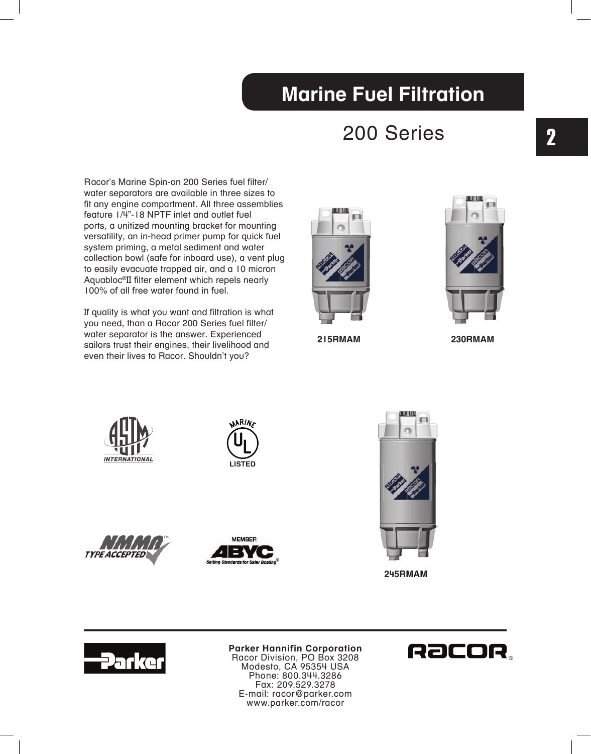# Marine Fuel Filtration

## 200 Series

Racor's Marine Spin-on 200 Series fuel filter/water separators are available in three sizes to fit any engine compartment. All three assemblies feature 1/4"-18 NPTF inlet and outlet fuel ports, a unitized mounting bracket for mounting versatility, an in-head primer pump for quick fuel system priming, a metal sediment and water collection bowl (safe for inboard use), a vent plug to easily evacuate trapped air, and a 10 micron Aquabloc®II filter element which repels nearly 100% of all free water found in fuel.

If quality is what you want and filtration is what you need, than a Racor 200 Series fuel filter/water separator is the answer. Experienced sailors trust their engines, their livelihood and even their lives to Racor. Shouldn't you?

**215RMAM**

**230RMAM**

**245RMAM**

ASTM INTERNATIONAL

MARINE UL LISTED

NMMA™ TYPE ACCEPTED

MEMBER ABYC® Setting Standards for Safer Boating

**Parker Hannifin Corporation**
Racor Division, PO Box 3208
Modesto, CA 95354 USA
Phone: 800.344.3286
Fax: 209.529.3278
E-mail: racor@parker.com
www.parker.com/racor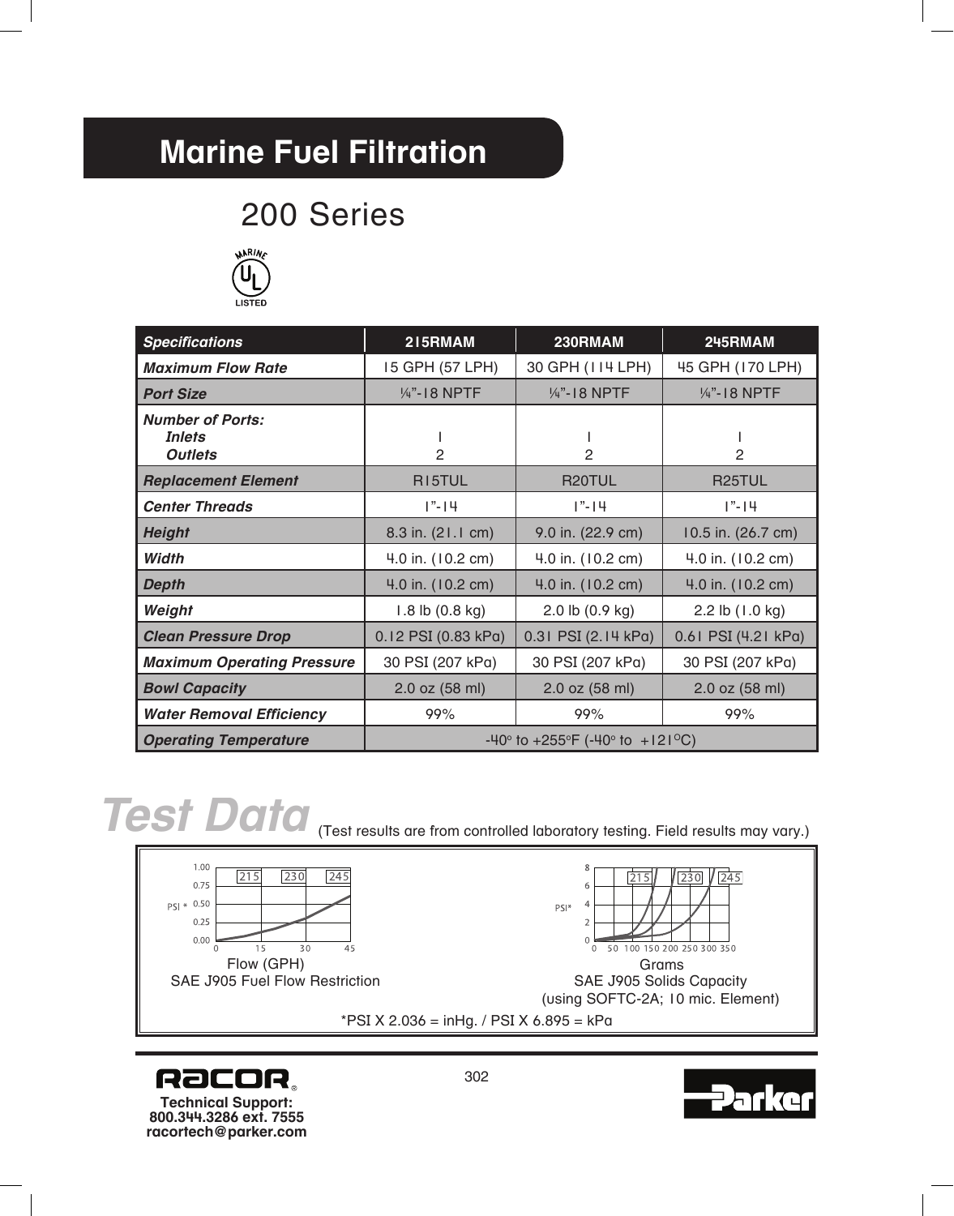# Marine Fuel Filtration

## 200 Series

MARINE UL LISTED

| Specifications | 215RMAM | 230RMAM | 245RMAM |
|---|---|---|---|
| **Maximum Flow Rate** | 15 GPH (57 LPH) | 30 GPH (114 LPH) | 45 GPH (170 LPH) |
| **Port Size** | ¼"-18 NPTF | ¼"-18 NPTF | ¼"-18 NPTF |
| **Number of Ports:** Inlets | 1 | 1 | 1 |
| Outlets | 2 | 2 | 2 |
| **Replacement Element** | R15TUL | R20TUL | R25TUL |
| **Center Threads** | 1"-14 | 1"-14 | 1"-14 |
| **Height** | 8.3 in. (21.1 cm) | 9.0 in. (22.9 cm) | 10.5 in. (26.7 cm) |
| **Width** | 4.0 in. (10.2 cm) | 4.0 in. (10.2 cm) | 4.0 in. (10.2 cm) |
| **Depth** | 4.0 in. (10.2 cm) | 4.0 in. (10.2 cm) | 4.0 in. (10.2 cm) |
| **Weight** | 1.8 lb (0.8 kg) | 2.0 lb (0.9 kg) | 2.2 lb (1.0 kg) |
| **Clean Pressure Drop** | 0.12 PSI (0.83 kPa) | 0.31 PSI (2.14 kPa) | 0.61 PSI (4.21 kPa) |
| **Maximum Operating Pressure** | 30 PSI (207 kPa) | 30 PSI (207 kPa) | 30 PSI (207 kPa) |
| **Bowl Capacity** | 2.0 oz (58 ml) | 2.0 oz (58 ml) | 2.0 oz (58 ml) |
| **Water Removal Efficiency** | 99% | 99% | 99% |
| **Operating Temperature** | -40° to +255°F (-40° to +121°C) | | |

## Test Data

(Test results are from controlled laboratory testing. Field results may vary.)

Flow (GPH)
SAE J905 Fuel Flow Restriction

Grams
SAE J905 Solids Capacity
(using SOFTC-2A; 10 mic. Element)

*PSI X 2.036 = inHg. / PSI X 6.895 = kPa

RACOR®
Technical Support:
800.344.3286 ext. 7555
racortech@parker.com

Parker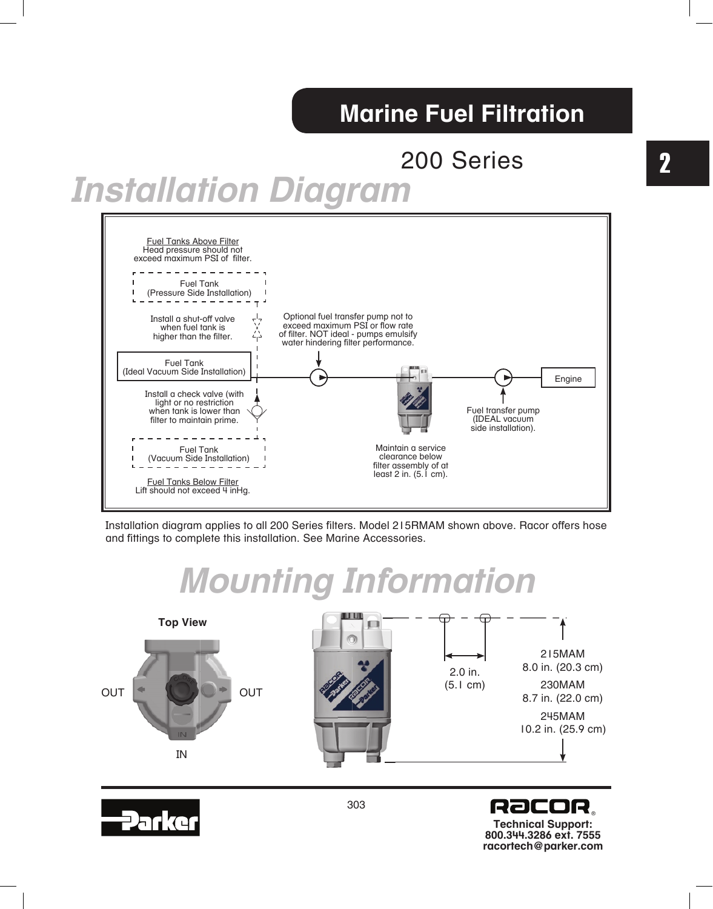# Marine Fuel Filtration

## 200 Series

# Installation Diagram

Fuel Tanks Above Filter
Head pressure should not exceed maximum PSI of filter.

Fuel Tank
(Pressure Side Installation)

Install a shut-off valve when fuel tank is higher than the filter.

Optional fuel transfer pump not to exceed maximum PSI or flow rate of filter. NOT ideal - pumps emulsify water hindering filter performance.

Fuel Tank
(Ideal Vacuum Side Installation)

Engine

Install a check valve (with light or no restriction when tank is lower than filter to maintain prime.

Fuel transfer pump (IDEAL vacuum side installation).

Fuel Tank
(Vacuum Side Installation)

Maintain a service clearance below filter assembly of at least 2 in. (5.1 cm).

Fuel Tanks Below Filter
Lift should not exceed 4 inHg.

Installation diagram applies to all 200 Series filters. Model 215RMAM shown above. Racor offers hose and fittings to complete this installation. See Marine Accessories.

# Mounting Information

**Top View**

OUT OUT

IN

2.0 in.
(5.1 cm)

215MAM
8.0 in. (20.3 cm)

230MAM
8.7 in. (22.0 cm)

245MAM
10.2 in. (25.9 cm)

**Technical Support:**
**800.344.3286 ext. 7555**
**racortech@parker.com**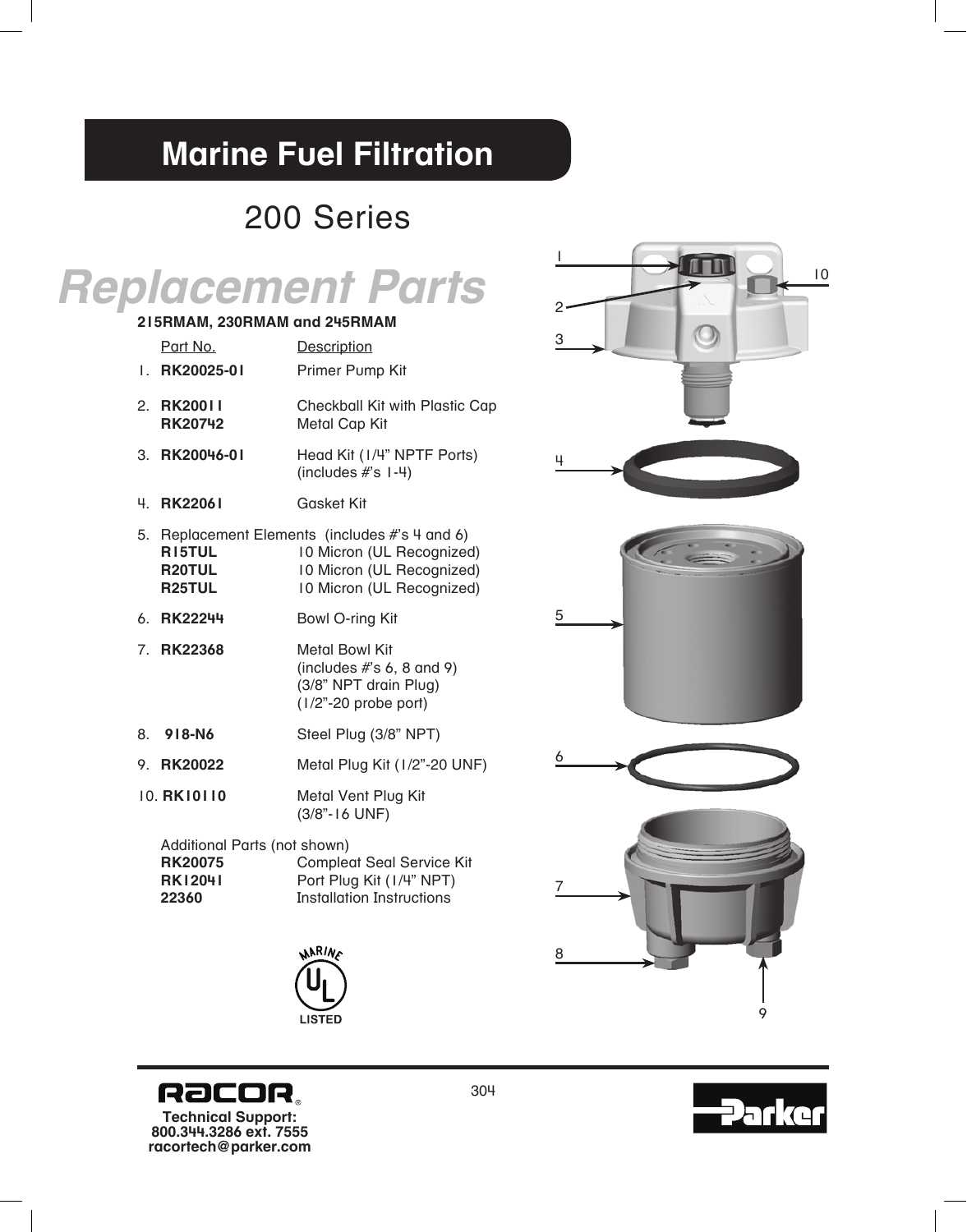# Marine Fuel Filtration

## 200 Series

# Replacement Parts

**215RMAM, 230RMAM and 245RMAM**

| | Part No. | Description |
|---|---|---|
| 1. | **RK20025-01** | Primer Pump Kit |
| 2. | **RK20011** | Checkball Kit with Plastic Cap |
| | **RK20742** | Metal Cap Kit |
| 3. | **RK20046-01** | Head Kit (1/4" NPTF Ports) (includes #'s 1-4) |
| 4. | **RK22061** | Gasket Kit |
| 5. | Replacement Elements (includes #'s 4 and 6) | |
| | **R15TUL** | 10 Micron (UL Recognized) |
| | **R20TUL** | 10 Micron (UL Recognized) |
| | **R25TUL** | 10 Micron (UL Recognized) |
| 6. | **RK22244** | Bowl O-ring Kit |
| 7. | **RK22368** | Metal Bowl Kit (includes #'s 6, 8 and 9) (3/8" NPT drain Plug) (1/2"-20 probe port) |
| 8. | **918-N6** | Steel Plug (3/8" NPT) |
| 9. | **RK20022** | Metal Plug Kit (1/2"-20 UNF) |
| 10. | **RK10110** | Metal Vent Plug Kit (3/8"-16 UNF) |

Additional Parts (not shown)

| Part No. | Description |
|---|---|
| **RK20075** | Compleat Seal Service Kit |
| **RK12041** | Port Plug Kit (1/4" NPT) |
| **22360** | Installation Instructions |

MARINE UL LISTED

Technical Support:
800.344.3286 ext. 7555
racortech@parker.com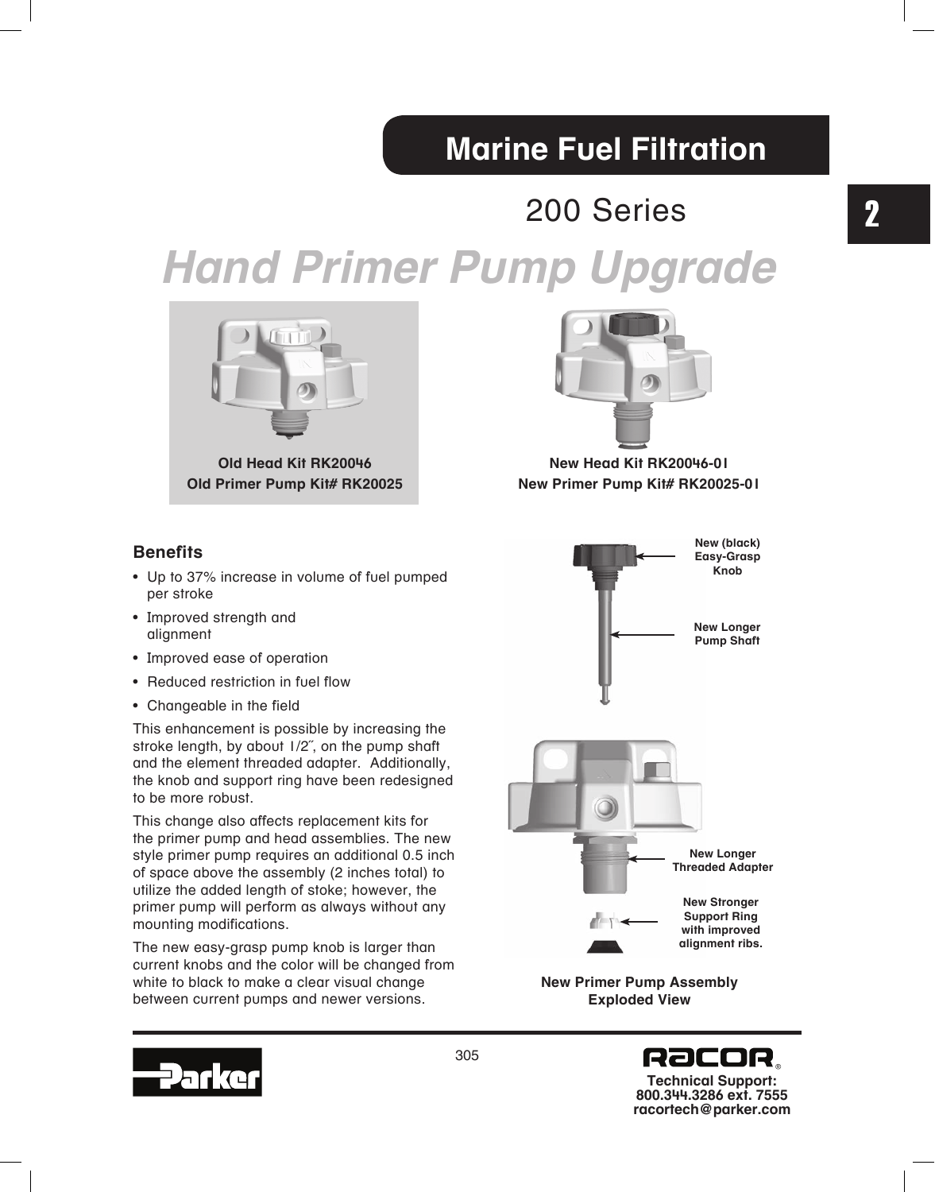# Marine Fuel Filtration

## 200 Series

# *Hand Primer Pump Upgrade*

**Old Head Kit RK20046**
**Old Primer Pump Kit# RK20025**

**New Head Kit RK20046-01**
**New Primer Pump Kit# RK20025-01**

### Benefits

- Up to 37% increase in volume of fuel pumped per stroke
- Improved strength and alignment
- Improved ease of operation
- Reduced restriction in fuel flow
- Changeable in the field

This enhancement is possible by increasing the stroke length, by about 1/2˝, on the pump shaft and the element threaded adapter. Additionally, the knob and support ring have been redesigned to be more robust.

This change also affects replacement kits for the primer pump and head assemblies. The new style primer pump requires an additional 0.5 inch of space above the assembly (2 inches total) to utilize the added length of stoke; however, the primer pump will perform as always without any mounting modifications.

The new easy-grasp pump knob is larger than current knobs and the color will be changed from white to black to make a clear visual change between current pumps and newer versions.

New (black) Easy-Grasp Knob

New Longer Pump Shaft

New Longer Threaded Adapter

New Stronger Support Ring with improved alignment ribs.

**New Primer Pump Assembly Exploded View**

Technical Support:
800.344.3286 ext. 7555
racortech@parker.com